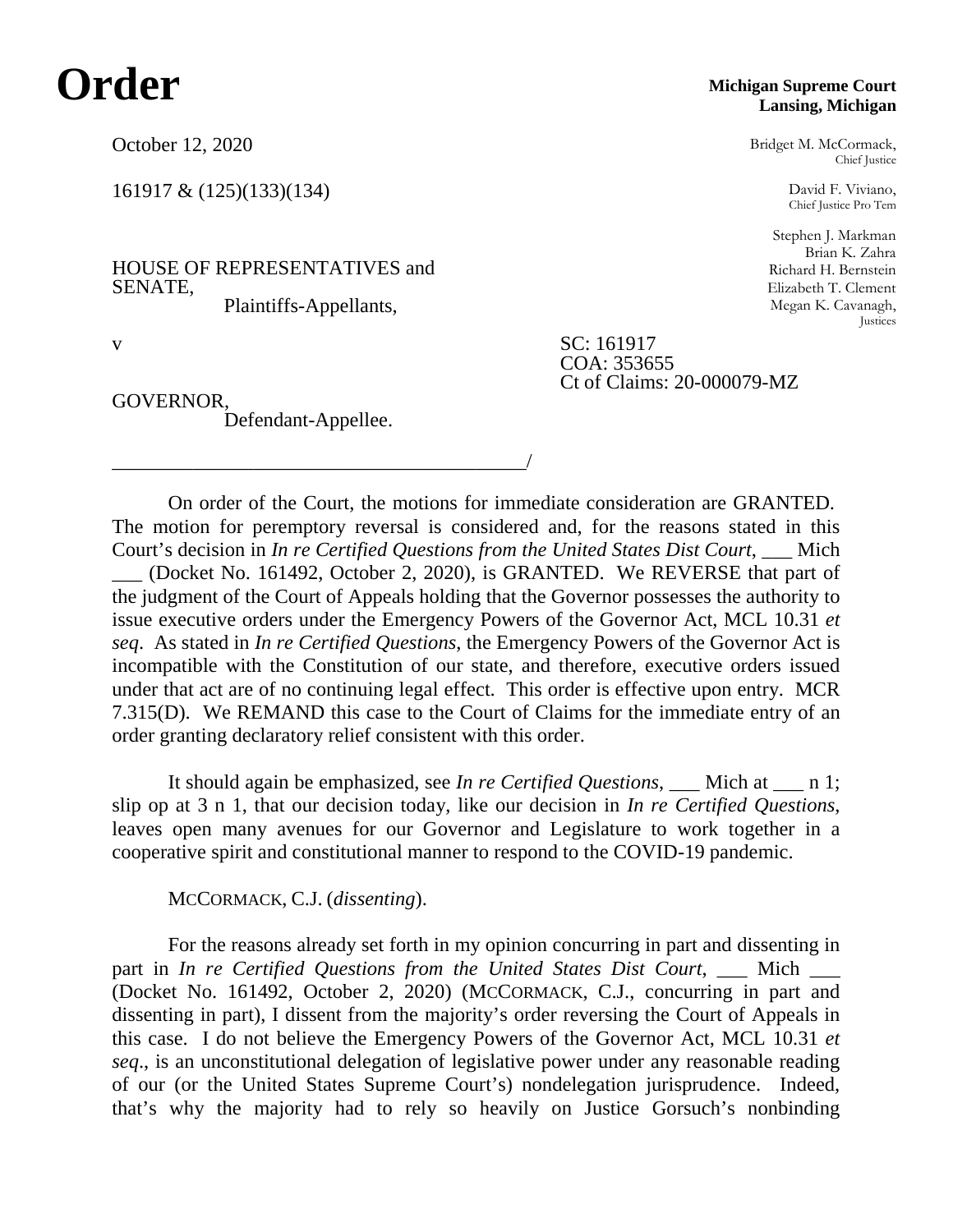# Order

**Michigan Supreme Court**
**Lansing, Michigan**

October 12, 2020

161917 & (125)(133)(134)

Bridget M. McCormack,
Chief Justice

David F. Viviano,
Chief Justice Pro Tem

Stephen J. Markman
Brian K. Zahra
Richard H. Bernstein
Elizabeth T. Clement
Megan K. Cavanagh,
Justices

HOUSE OF REPRESENTATIVES and SENATE,
Plaintiffs-Appellants,

v

SC: 161917
COA: 353655
Ct of Claims: 20-000079-MZ

GOVERNOR,
Defendant-Appellee.

_________________________________________/

On order of the Court, the motions for immediate consideration are GRANTED. The motion for peremptory reversal is considered and, for the reasons stated in this Court's decision in *In re Certified Questions from the United States Dist Court*, ___ Mich ___ (Docket No. 161492, October 2, 2020), is GRANTED. We REVERSE that part of the judgment of the Court of Appeals holding that the Governor possesses the authority to issue executive orders under the Emergency Powers of the Governor Act, MCL 10.31 *et seq*. As stated in *In re Certified Questions*, the Emergency Powers of the Governor Act is incompatible with the Constitution of our state, and therefore, executive orders issued under that act are of no continuing legal effect. This order is effective upon entry. MCR 7.315(D). We REMAND this case to the Court of Claims for the immediate entry of an order granting declaratory relief consistent with this order.

It should again be emphasized, see *In re Certified Questions*, ___ Mich at ___ n 1; slip op at 3 n 1, that our decision today, like our decision in *In re Certified Questions*, leaves open many avenues for our Governor and Legislature to work together in a cooperative spirit and constitutional manner to respond to the COVID-19 pandemic.

MCCORMACK, C.J. (*dissenting*).

For the reasons already set forth in my opinion concurring in part and dissenting in part in *In re Certified Questions from the United States Dist Court*, ___ Mich ___ (Docket No. 161492, October 2, 2020) (MCCORMACK, C.J., concurring in part and dissenting in part), I dissent from the majority's order reversing the Court of Appeals in this case. I do not believe the Emergency Powers of the Governor Act, MCL 10.31 *et seq*., is an unconstitutional delegation of legislative power under any reasonable reading of our (or the United States Supreme Court's) nondelegation jurisprudence. Indeed, that's why the majority had to rely so heavily on Justice Gorsuch's nonbinding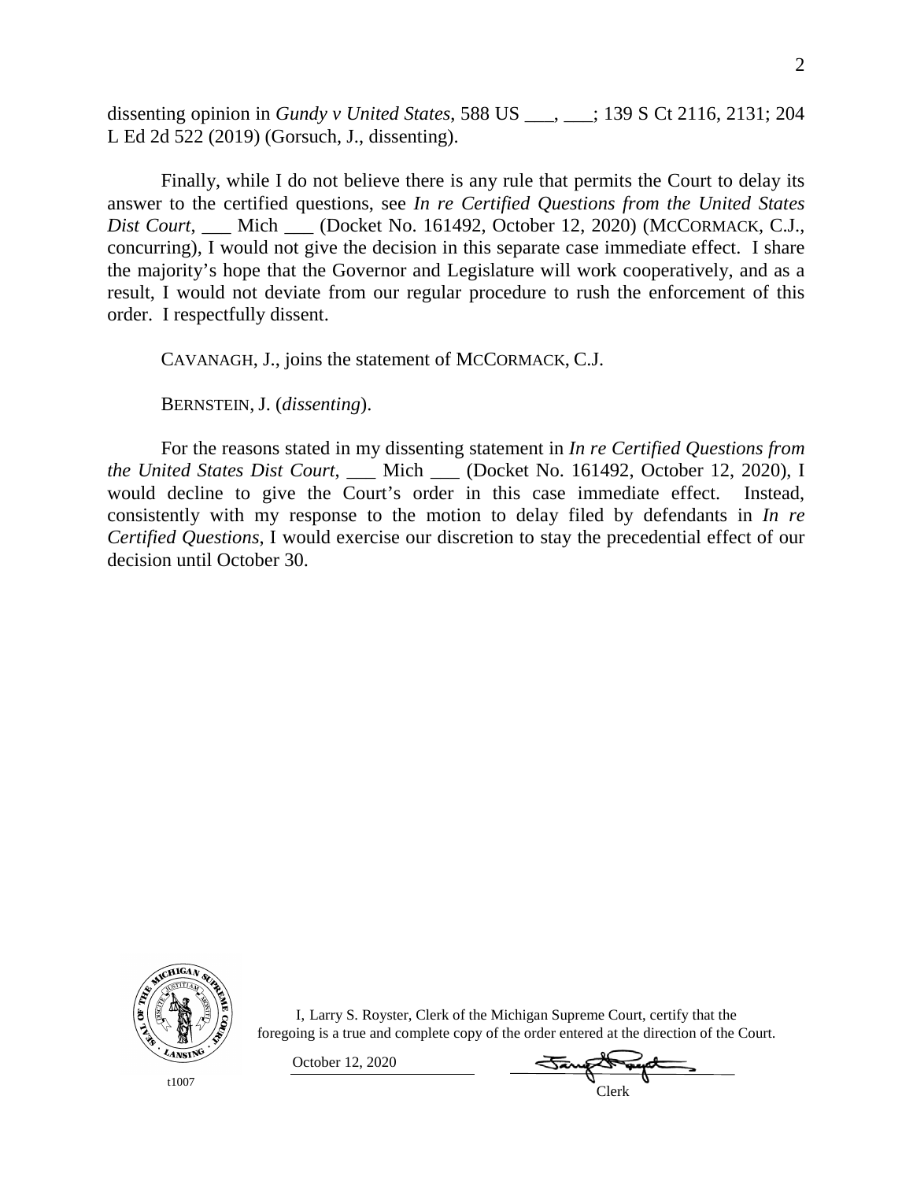dissenting opinion in *Gundy v United States*, 588 US ___, ___; 139 S Ct 2116, 2131; 204 L Ed 2d 522 (2019) (Gorsuch, J., dissenting).

Finally, while I do not believe there is any rule that permits the Court to delay its answer to the certified questions, see *In re Certified Questions from the United States Dist Court*, ___ Mich ___ (Docket No. 161492, October 12, 2020) (MCCORMACK, C.J., concurring), I would not give the decision in this separate case immediate effect. I share the majority's hope that the Governor and Legislature will work cooperatively, and as a result, I would not deviate from our regular procedure to rush the enforcement of this order. I respectfully dissent.

CAVANAGH, J., joins the statement of MCCORMACK, C.J.

BERNSTEIN, J. (*dissenting*).

For the reasons stated in my dissenting statement in *In re Certified Questions from the United States Dist Court*, ___ Mich ___ (Docket No. 161492, October 12, 2020), I would decline to give the Court's order in this case immediate effect. Instead, consistently with my response to the motion to delay filed by defendants in *In re Certified Questions*, I would exercise our discretion to stay the precedential effect of our decision until October 30.

I, Larry S. Royster, Clerk of the Michigan Supreme Court, certify that the foregoing is a true and complete copy of the order entered at the direction of the Court.

October 12, 2020

t1007

Clerk